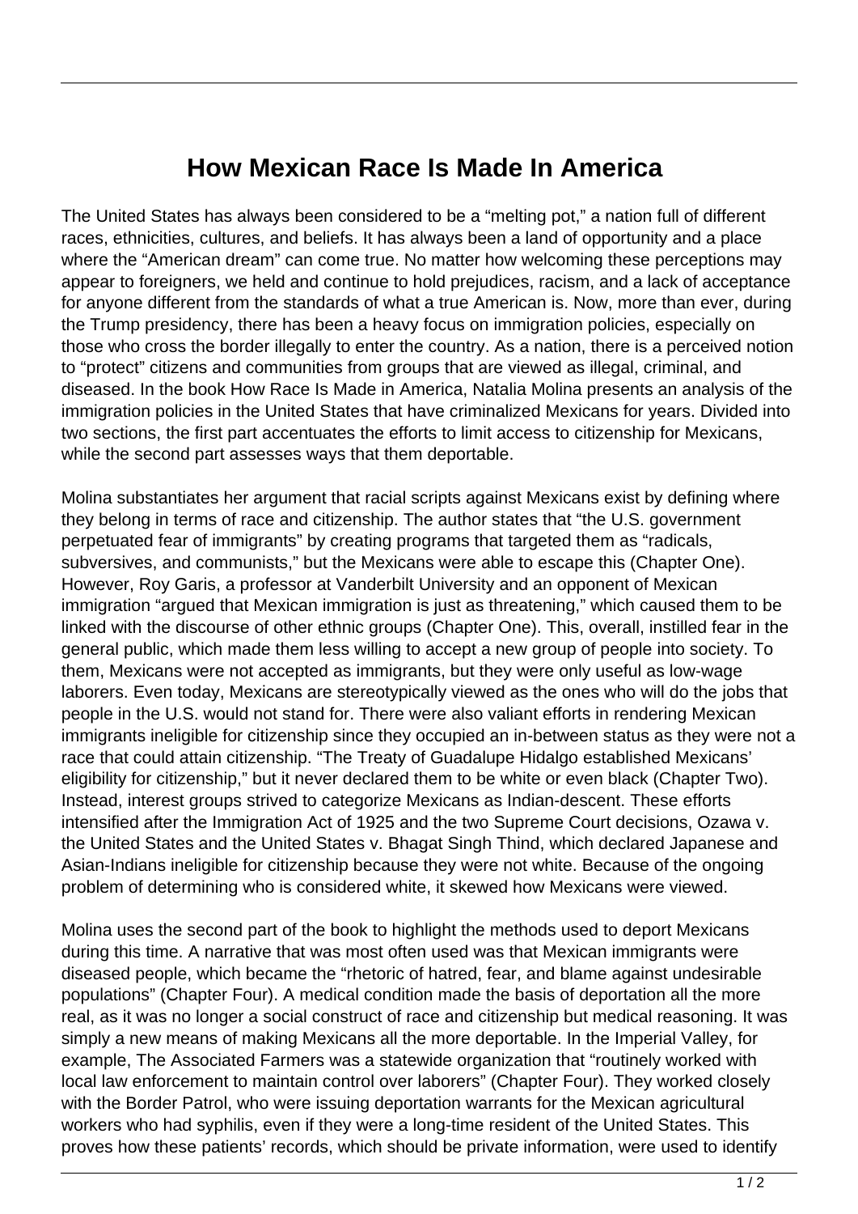# How Mexican Race Is Made In America

The United States has always been considered to be a "melting pot," a nation full of different races, ethnicities, cultures, and beliefs. It has always been a land of opportunity and a place where the "American dream" can come true. No matter how welcoming these perceptions may appear to foreigners, we held and continue to hold prejudices, racism, and a lack of acceptance for anyone different from the standards of what a true American is. Now, more than ever, during the Trump presidency, there has been a heavy focus on immigration policies, especially on those who cross the border illegally to enter the country. As a nation, there is a perceived notion to "protect" citizens and communities from groups that are viewed as illegal, criminal, and diseased. In the book How Race Is Made in America, Natalia Molina presents an analysis of the immigration policies in the United States that have criminalized Mexicans for years. Divided into two sections, the first part accentuates the efforts to limit access to citizenship for Mexicans, while the second part assesses ways that them deportable.

Molina substantiates her argument that racial scripts against Mexicans exist by defining where they belong in terms of race and citizenship. The author states that "the U.S. government perpetuated fear of immigrants" by creating programs that targeted them as "radicals, subversives, and communists," but the Mexicans were able to escape this (Chapter One). However, Roy Garis, a professor at Vanderbilt University and an opponent of Mexican immigration "argued that Mexican immigration is just as threatening," which caused them to be linked with the discourse of other ethnic groups (Chapter One). This, overall, instilled fear in the general public, which made them less willing to accept a new group of people into society. To them, Mexicans were not accepted as immigrants, but they were only useful as low-wage laborers. Even today, Mexicans are stereotypically viewed as the ones who will do the jobs that people in the U.S. would not stand for. There were also valiant efforts in rendering Mexican immigrants ineligible for citizenship since they occupied an in-between status as they were not a race that could attain citizenship. "The Treaty of Guadalupe Hidalgo established Mexicans' eligibility for citizenship," but it never declared them to be white or even black (Chapter Two). Instead, interest groups strived to categorize Mexicans as Indian-descent. These efforts intensified after the Immigration Act of 1925 and the two Supreme Court decisions, Ozawa v. the United States and the United States v. Bhagat Singh Thind, which declared Japanese and Asian-Indians ineligible for citizenship because they were not white. Because of the ongoing problem of determining who is considered white, it skewed how Mexicans were viewed.

Molina uses the second part of the book to highlight the methods used to deport Mexicans during this time. A narrative that was most often used was that Mexican immigrants were diseased people, which became the "rhetoric of hatred, fear, and blame against undesirable populations" (Chapter Four). A medical condition made the basis of deportation all the more real, as it was no longer a social construct of race and citizenship but medical reasoning. It was simply a new means of making Mexicans all the more deportable. In the Imperial Valley, for example, The Associated Farmers was a statewide organization that "routinely worked with local law enforcement to maintain control over laborers" (Chapter Four). They worked closely with the Border Patrol, who were issuing deportation warrants for the Mexican agricultural workers who had syphilis, even if they were a long-time resident of the United States. This proves how these patients' records, which should be private information, were used to identify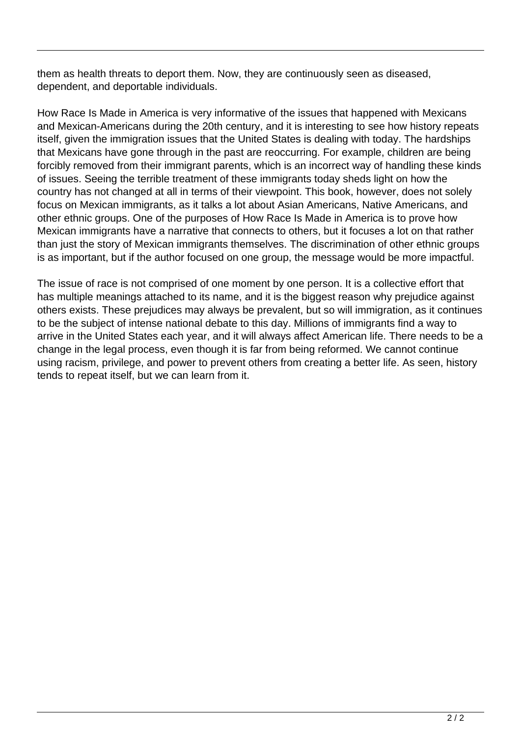them as health threats to deport them. Now, they are continuously seen as diseased, dependent, and deportable individuals.

How Race Is Made in America is very informative of the issues that happened with Mexicans and Mexican-Americans during the 20th century, and it is interesting to see how history repeats itself, given the immigration issues that the United States is dealing with today. The hardships that Mexicans have gone through in the past are reoccurring. For example, children are being forcibly removed from their immigrant parents, which is an incorrect way of handling these kinds of issues. Seeing the terrible treatment of these immigrants today sheds light on how the country has not changed at all in terms of their viewpoint. This book, however, does not solely focus on Mexican immigrants, as it talks a lot about Asian Americans, Native Americans, and other ethnic groups. One of the purposes of How Race Is Made in America is to prove how Mexican immigrants have a narrative that connects to others, but it focuses a lot on that rather than just the story of Mexican immigrants themselves. The discrimination of other ethnic groups is as important, but if the author focused on one group, the message would be more impactful.

The issue of race is not comprised of one moment by one person. It is a collective effort that has multiple meanings attached to its name, and it is the biggest reason why prejudice against others exists. These prejudices may always be prevalent, but so will immigration, as it continues to be the subject of intense national debate to this day. Millions of immigrants find a way to arrive in the United States each year, and it will always affect American life. There needs to be a change in the legal process, even though it is far from being reformed. We cannot continue using racism, privilege, and power to prevent others from creating a better life. As seen, history tends to repeat itself, but we can learn from it.